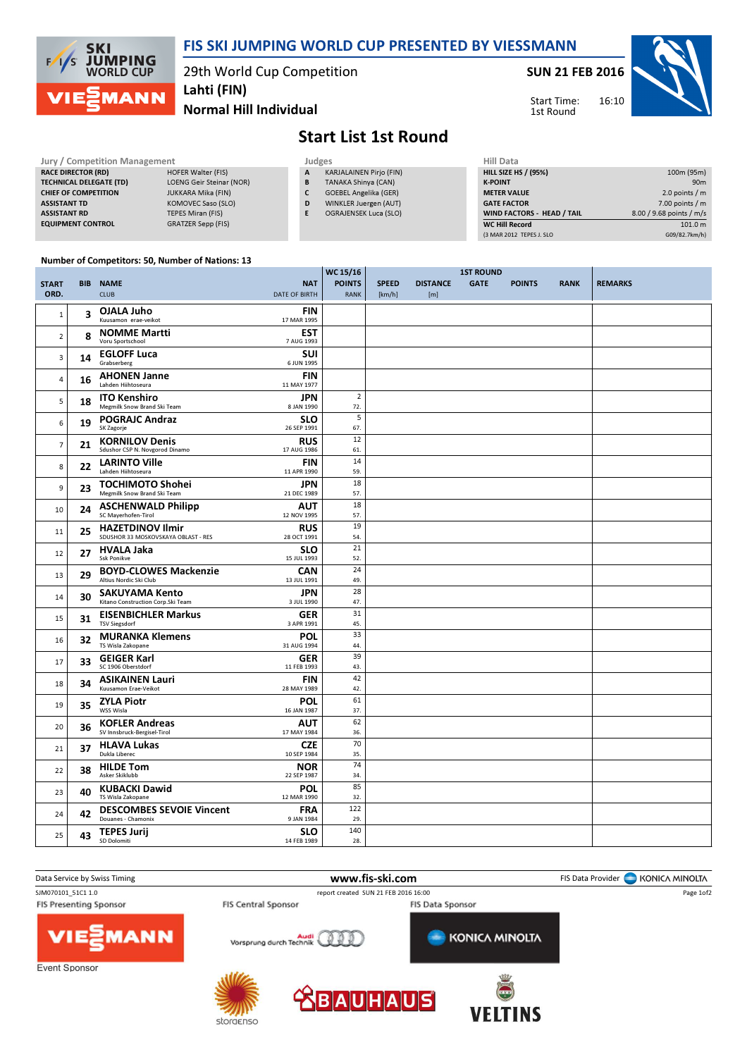# FIS SKI JUMPING WORLD CUP PRESENTED BY VIESSMANN

29th World Cup Competition
**Lahti (FIN)**
**Normal Hill Individual**

**SUN 21 FEB 2016**

Start Time: 16:10
1st Round

## Start List 1st Round

| Jury / Competition Management | |
|---|---|
| RACE DIRECTOR (RD) | HOFER Walter (FIS) |
| TECHNICAL DELEGATE (TD) | LOENG Geir Steinar (NOR) |
| CHIEF OF COMPETITION | JUKKARA Mika (FIN) |
| ASSISTANT TD | KOMOVEC Saso (SLO) |
| ASSISTANT RD | TEPES Miran (FIS) |
| EQUIPMENT CONTROL | GRATZER Sepp (FIS) |

| Judges | |
|---|---|
| A | KARJALAINEN Pirjo (FIN) |
| B | TANAKA Shinya (CAN) |
| C | GOEBEL Angelika (GER) |
| D | WINKLER Juergen (AUT) |
| E | OGRAJENSEK Luca (SLO) |

| Hill Data | |
|---|---|
| HILL SIZE HS / (95%) | 100m (95m) |
| K-POINT | 90m |
| METER VALUE | 2.0 points / m |
| GATE FACTOR | 7.00 points / m |
| WIND FACTORS - HEAD / TAIL | 8.00 / 9.68 points / m/s |
| WC Hill Record | 101.0 m |
| (3 MAR 2012 TEPES J. SLO | G09/82.7km/h) |

Number of Competitors: 50, Number of Nations: 13

| START ORD. | BIB | NAME / CLUB | NAT / DATE OF BIRTH | WC 15/16 POINTS / RANK | SPEED [km/h] | DISTANCE [m] | GATE | POINTS | RANK | REMARKS |
|---|---|---|---|---|---|---|---|---|---|---|
| 1 | 3 | **OJALA Juho** Kuusamon erae-veikot | **FIN** 17 MAR 1995 | | | | | | | |
| 2 | 8 | **NOMME Martti** Voru Sportschool | **EST** 7 AUG 1993 | | | | | | | |
| 3 | 14 | **EGLOFF Luca** Grabserberg | **SUI** 6 JUN 1995 | | | | | | | |
| 4 | 16 | **AHONEN Janne** Lahden Hiihtoseura | **FIN** 11 MAY 1977 | | | | | | | |
| 5 | 18 | **ITO Kenshiro** Megmilk Snow Brand Ski Team | **JPN** 8 JAN 1990 | 2 / 72. | | | | | | |
| 6 | 19 | **POGRAJC Andraz** SK Zagorje | **SLO** 26 SEP 1991 | 5 / 67. | | | | | | |
| 7 | 21 | **KORNILOV Denis** Sdushor CSP N. Novgorod Dinamo | **RUS** 17 AUG 1986 | 12 / 61. | | | | | | |
| 8 | 22 | **LARINTO Ville** Lahden Hiihtoseura | **FIN** 11 APR 1990 | 14 / 59. | | | | | | |
| 9 | 23 | **TOCHIMOTO Shohei** Megmilk Snow Brand Ski Team | **JPN** 21 DEC 1989 | 18 / 57. | | | | | | |
| 10 | 24 | **ASCHENWALD Philipp** SC Mayerhofen-Tirol | **AUT** 12 NOV 1995 | 18 / 57. | | | | | | |
| 11 | 25 | **HAZETDINOV Ilmir** SDUSHOR 33 MOSKOVSKAYA OBLAST - RES | **RUS** 28 OCT 1991 | 19 / 54. | | | | | | |
| 12 | 27 | **HVALA Jaka** Ssk Ponikve | **SLO** 15 JUL 1993 | 21 / 52. | | | | | | |
| 13 | 29 | **BOYD-CLOWES Mackenzie** Altius Nordic Ski Club | **CAN** 13 JUL 1991 | 24 / 49. | | | | | | |
| 14 | 30 | **SAKUYAMA Kento** Kitano Construction Corp.Ski Team | **JPN** 3 JUL 1990 | 28 / 47. | | | | | | |
| 15 | 31 | **EISENBICHLER Markus** TSV Siegsdorf | **GER** 3 APR 1991 | 31 / 45. | | | | | | |
| 16 | 32 | **MURANKA Klemens** TS Wisla Zakopane | **POL** 31 AUG 1994 | 33 / 44. | | | | | | |
| 17 | 33 | **GEIGER Karl** SC 1906 Oberstdorf | **GER** 11 FEB 1993 | 39 / 43. | | | | | | |
| 18 | 34 | **ASIKAINEN Lauri** Kuusamon Erae-Veikot | **FIN** 28 MAY 1989 | 42 / 42. | | | | | | |
| 19 | 35 | **ZYLA Piotr** WSS Wisla | **POL** 16 JAN 1987 | 61 / 37. | | | | | | |
| 20 | 36 | **KOFLER Andreas** SV Innsbruck-Bergisel-Tirol | **AUT** 17 MAY 1984 | 62 / 36. | | | | | | |
| 21 | 37 | **HLAVA Lukas** Dukla Liberec | **CZE** 10 SEP 1984 | 70 / 35. | | | | | | |
| 22 | 38 | **HILDE Tom** Asker Skiklubb | **NOR** 22 SEP 1987 | 74 / 34. | | | | | | |
| 23 | 40 | **KUBACKI Dawid** TS Wisla Zakopane | **POL** 12 MAR 1990 | 85 / 32. | | | | | | |
| 24 | 42 | **DESCOMBES SEVOIE Vincent** Douanes - Chamonix | **FRA** 9 JAN 1984 | 122 / 29. | | | | | | |
| 25 | 43 | **TEPES Jurij** SD Dolomiti | **SLO** 14 FEB 1989 | 140 / 28. | | | | | | |

Data Service by Swiss Timing — www.fis-ski.com — FIS Data Provider KONICA MINOLTA

SJM070101_51C1 1.0 — report created SUN 21 FEB 2016 16:00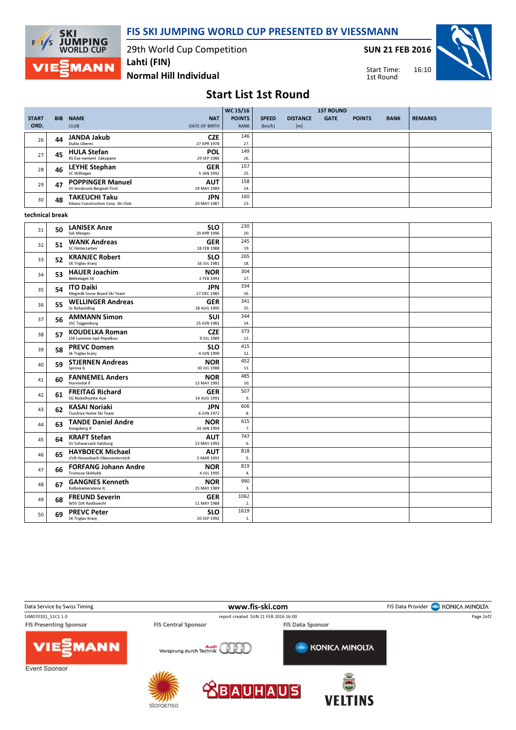# FIS SKI JUMPING WORLD CUP PRESENTED BY VIESSMANN

29th World Cup Competition
Lahti (FIN)
Normal Hill Individual

SUN 21 FEB 2016

Start Time: 16:10
1st Round

## Start List 1st Round

| START ORD. | BIB | NAME / CLUB | NAT / DATE OF BIRTH | WC 15/16 POINTS / RANK | SPEED [km/h] | DISTANCE [m] | 1ST ROUND GATE | POINTS | RANK | REMARKS |
|---|---|---|---|---|---|---|---|---|---|---|
| 26 | 44 | **JANDA Jakub** Dukla Liberec | **CZE** 27 APR 1978 | 146 / 27. | | | | | | |
| 27 | 45 | **HULA Stefan** KS Eve-nement Zakopane | **POL** 29 SEP 1986 | 149 / 26. | | | | | | |
| 28 | 46 | **LEYHE Stephan** SC Willingen | **GER** 5 JAN 1992 | 157 / 25. | | | | | | |
| 29 | 47 | **POPPINGER Manuel** SV Innsbruck-Bergisel-Tirol | **AUT** 19 MAY 1989 | 158 / 24. | | | | | | |
| 30 | 48 | **TAKEUCHI Taku** Kitano Construction Corp. Ski Club | **JPN** 20 MAY 1987 | 160 / 23. | | | | | | |
| technical break | | | | | | | | | | |
| 31 | 50 | **LANISEK Anze** Ssk Menges | **SLO** 20 APR 1996 | 230 / 20. | | | | | | |
| 32 | 51 | **WANK Andreas** SC Hinterzarten | **GER** 18 FEB 1988 | 245 / 19. | | | | | | |
| 33 | 52 | **KRANJEC Robert** SK Triglav Kranj | **SLO** 16 JUL 1981 | 265 / 18. | | | | | | |
| 34 | 53 | **HAUER Joachim** Bekkelaget SK | **NOR** 2 FEB 1991 | 304 / 17. | | | | | | |
| 35 | 54 | **ITO Daiki** Megmilk Snow Brand Ski Team | **JPN** 27 DEC 1985 | 334 / 16. | | | | | | |
| 36 | 55 | **WELLINGER Andreas** Sc Ruhpolding | **GER** 28 AUG 1995 | 341 / 15. | | | | | | |
| 37 | 56 | **AMMANN Simon** SSC Toggenburg | **SUI** 25 JUN 1981 | 344 / 14. | | | | | | |
| 38 | 57 | **KOUDELKA Roman** LSK Lomnice nad Popelkou | **CZE** 9 JUL 1989 | 373 / 13. | | | | | | |
| 39 | 58 | **PREVC Domen** Sk Triglav kranj | **SLO** 4 JUN 1999 | 415 / 12. | | | | | | |
| 40 | 59 | **STJERNEN Andreas** Sprova IL | **NOR** 30 JUL 1988 | 452 / 11. | | | | | | |
| 41 | 60 | **FANNEMEL Anders** Hornindal Il | **NOR** 13 MAY 1991 | 485 / 10. | | | | | | |
| 42 | 61 | **FREITAG Richard** SG Nickelhuette Aue | **GER** 14 AUG 1991 | 507 / 9. | | | | | | |
| 43 | 62 | **KASAI Noriaki** Tsuchiya Home Ski Team | **JPN** 6 JUN 1972 | 606 / 8. | | | | | | |
| 44 | 63 | **TANDE Daniel Andre** Kongsberg If | **NOR** 24 JAN 1994 | 615 / 7. | | | | | | |
| 45 | 64 | **KRAFT Stefan** SV Schwarzach-Salzburg | **AUT** 13 MAY 1993 | 747 / 6. | | | | | | |
| 46 | 65 | **HAYBOECK Michael** UVB Hinzenbach-Oberoesterreich | **AUT** 5 MAR 1991 | 818 / 5. | | | | | | |
| 47 | 66 | **FORFANG Johann Andre** Tromsoe Skiklubb | **NOR** 4 JUL 1995 | 819 / 4. | | | | | | |
| 48 | 67 | **GANGNES Kenneth** Kolbukameratene IL | **NOR** 15 MAY 1989 | 990 / 3. | | | | | | |
| 49 | 68 | **FREUND Severin** WSV DJK Rastbuechl | **GER** 11 MAY 1988 | 1062 / 2. | | | | | | |
| 50 | 69 | **PREVC Peter** SK Triglav Kranj | **SLO** 20 SEP 1992 | 1619 / 1. | | | | | | |

Data Service by Swiss Timing — www.fis-ski.com — FIS Data Provider KONICA MINOLTA

SJM070101_51C1 1.0 — report created SUN 21 FEB 2016 16:00

FIS Presenting Sponsor: VIESSMANN — FIS Central Sponsor: Audi — FIS Data Sponsor: KONICA MINOLTA

Event Sponsor: storaenso, BAUHAUS, VELTINS